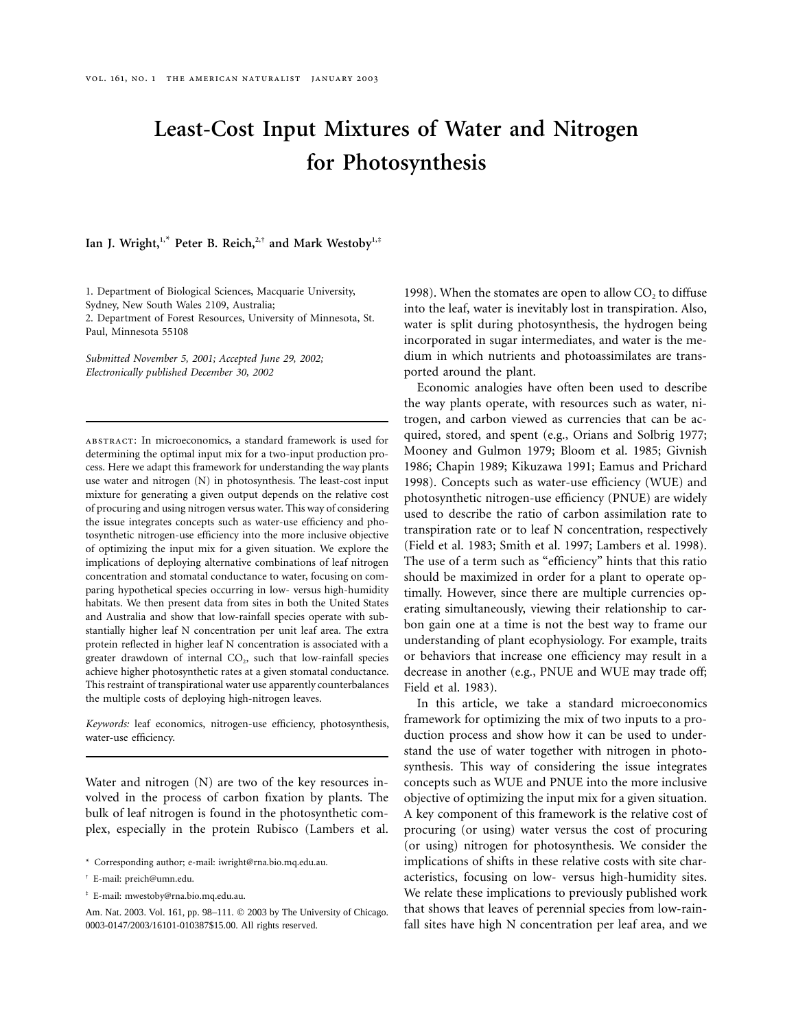# Least-Cost Input Mixtures of Water and Nitrogen for Photosynthesis

**Ian J. Wright,[1,*] Peter B. Reich,[2,†] and Mark Westoby[1,‡]**

1. Department of Biological Sciences, Macquarie University, Sydney, New South Wales 2109, Australia;
2. Department of Forest Resources, University of Minnesota, St. Paul, Minnesota 55108

*Submitted November 5, 2001; Accepted June 29, 2002; Electronically published December 30, 2002*

---

ABSTRACT: In microeconomics, a standard framework is used for determining the optimal input mix for a two-input production process. Here we adapt this framework for understanding the way plants use water and nitrogen (N) in photosynthesis. The least-cost input mixture for generating a given output depends on the relative cost of procuring and using nitrogen versus water. This way of considering the issue integrates concepts such as water-use efficiency and photosynthetic nitrogen-use efficiency into the more inclusive objective of optimizing the input mix for a given situation. We explore the implications of deploying alternative combinations of leaf nitrogen concentration and stomatal conductance to water, focusing on comparing hypothetical species occurring in low- versus high-humidity habitats. We then present data from sites in both the United States and Australia and show that low-rainfall species operate with substantially higher leaf N concentration per unit leaf area. The extra protein reflected in higher leaf N concentration is associated with a greater drawdown of internal $CO_2$, such that low-rainfall species achieve higher photosynthetic rates at a given stomatal conductance. This restraint of transpirational water use apparently counterbalances the multiple costs of deploying high-nitrogen leaves.

*Keywords:* leaf economics, nitrogen-use efficiency, photosynthesis, water-use efficiency.

---

Water and nitrogen (N) are two of the key resources involved in the process of carbon fixation by plants. The bulk of leaf nitrogen is found in the photosynthetic complex, especially in the protein Rubisco (Lambers et al. 1998). When the stomates are open to allow $CO_2$ to diffuse into the leaf, water is inevitably lost in transpiration. Also, water is split during photosynthesis, the hydrogen being incorporated in sugar intermediates, and water is the medium in which nutrients and photoassimilates are transported around the plant.

Economic analogies have often been used to describe the way plants operate, with resources such as water, nitrogen, and carbon viewed as currencies that can be acquired, stored, and spent (e.g., Orians and Solbrig 1977; Mooney and Gulmon 1979; Bloom et al. 1985; Givnish 1986; Chapin 1989; Kikuzawa 1991; Eamus and Prichard 1998). Concepts such as water-use efficiency (WUE) and photosynthetic nitrogen-use efficiency (PNUE) are widely used to describe the ratio of carbon assimilation rate to transpiration rate or to leaf N concentration, respectively (Field et al. 1983; Smith et al. 1997; Lambers et al. 1998). The use of a term such as "efficiency" hints that this ratio should be maximized in order for a plant to operate optimally. However, since there are multiple currencies operating simultaneously, viewing their relationship to carbon gain one at a time is not the best way to frame our understanding of plant ecophysiology. For example, traits or behaviors that increase one efficiency may result in a decrease in another (e.g., PNUE and WUE may trade off; Field et al. 1983).

In this article, we take a standard microeconomics framework for optimizing the mix of two inputs to a production process and show how it can be used to understand the use of water together with nitrogen in photosynthesis. This way of considering the issue integrates concepts such as WUE and PNUE into the more inclusive objective of optimizing the input mix for a given situation. A key component of this framework is the relative cost of procuring (or using) water versus the cost of procuring (or using) nitrogen for photosynthesis. We consider the implications of shifts in these relative costs with site characteristics, focusing on low- versus high-humidity sites. We relate these implications to previously published work that shows that leaves of perennial species from low-rainfall sites have high N concentration per leaf area, and we

---

\* Corresponding author; e-mail: iwright@rna.bio.mq.edu.au.

† E-mail: preich@umn.edu.

‡ E-mail: mwestoby@rna.bio.mq.edu.au.

Am. Nat. 2003. Vol. 161, pp. 98–111. © 2003 by The University of Chicago. 0003-0147/2003/16101-010387$15.00. All rights reserved.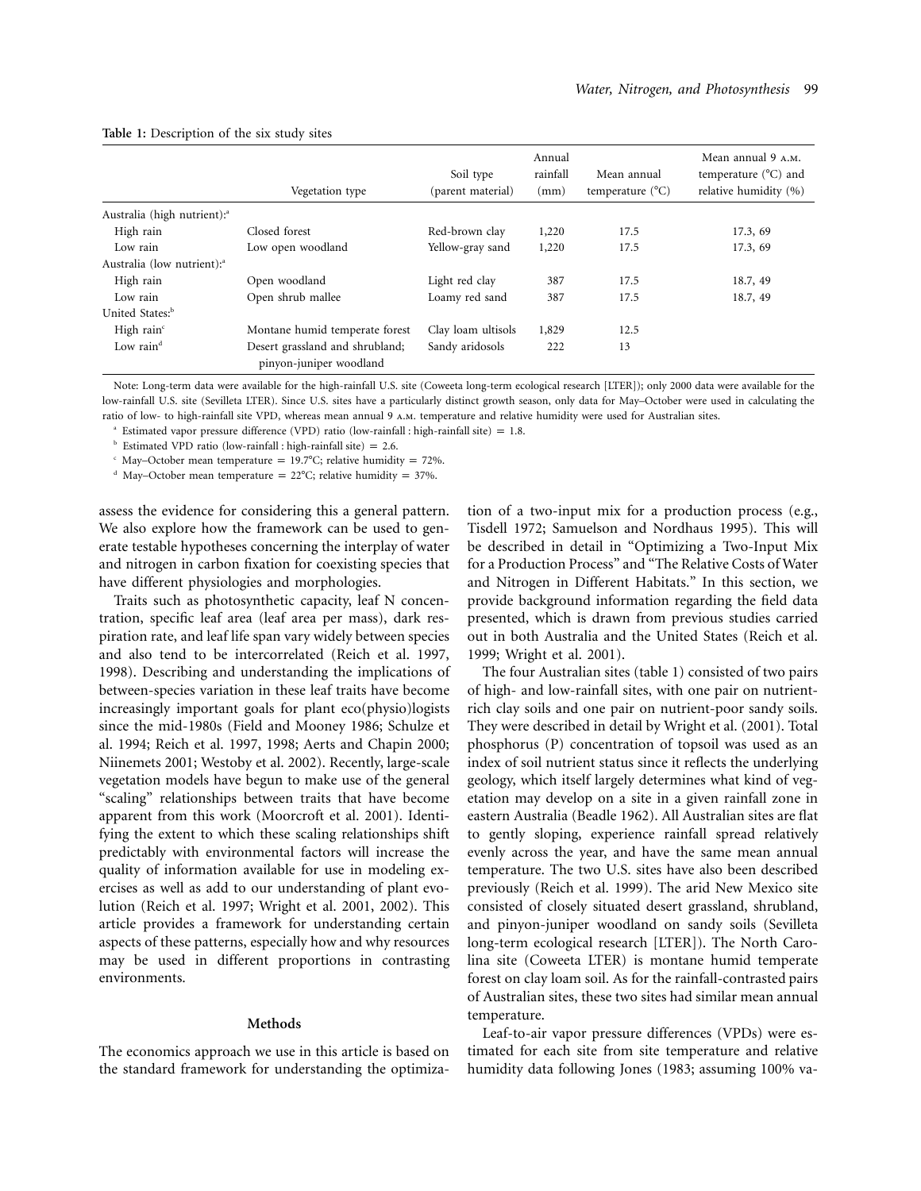**Table 1:** Description of the six study sites

| | Vegetation type | Soil type (parent material) | Annual rainfall (mm) | Mean annual temperature (°C) | Mean annual 9 A.M. temperature (°C) and relative humidity (%) |
|---|---|---|---|---|---|
| Australia (high nutrient):[a] | | | | | |
| High rain | Closed forest | Red-brown clay | 1,220 | 17.5 | 17.3, 69 |
| Low rain | Low open woodland | Yellow-gray sand | 1,220 | 17.5 | 17.3, 69 |
| Australia (low nutrient):[a] | | | | | |
| High rain | Open woodland | Light red clay | 387 | 17.5 | 18.7, 49 |
| Low rain | Open shrub mallee | Loamy red sand | 387 | 17.5 | 18.7, 49 |
| United States:[b] | | | | | |
| High rain[c] | Montane humid temperate forest | Clay loam ultisols | 1,829 | 12.5 | |
| Low rain[d] | Desert grassland and shrubland; pinyon-juniper woodland | Sandy aridosols | 222 | 13 | |

Note: Long-term data were available for the high-rainfall U.S. site (Coweeta long-term ecological research [LTER]); only 2000 data were available for the low-rainfall U.S. site (Sevilleta LTER). Since U.S. sites have a particularly distinct growth season, only data for May–October were used in calculating the ratio of low- to high-rainfall site VPD, whereas mean annual 9 A.M. temperature and relative humidity were used for Australian sites.

[a] Estimated vapor pressure difference (VPD) ratio (low-rainfall : high-rainfall site) = 1.8.

[b] Estimated VPD ratio (low-rainfall : high-rainfall site) = 2.6.

[c] May–October mean temperature = 19.7°C; relative humidity = 72%.

[d] May–October mean temperature = 22°C; relative humidity = 37%.

assess the evidence for considering this a general pattern. We also explore how the framework can be used to generate testable hypotheses concerning the interplay of water and nitrogen in carbon fixation for coexisting species that have different physiologies and morphologies.

Traits such as photosynthetic capacity, leaf N concentration, specific leaf area (leaf area per mass), dark respiration rate, and leaf life span vary widely between species and also tend to be intercorrelated (Reich et al. 1997, 1998). Describing and understanding the implications of between-species variation in these leaf traits have become increasingly important goals for plant eco(physio)logists since the mid-1980s (Field and Mooney 1986; Schulze et al. 1994; Reich et al. 1997, 1998; Aerts and Chapin 2000; Niinemets 2001; Westoby et al. 2002). Recently, large-scale vegetation models have begun to make use of the general "scaling" relationships between traits that have become apparent from this work (Moorcroft et al. 2001). Identifying the extent to which these scaling relationships shift predictably with environmental factors will increase the quality of information available for use in modeling exercises as well as add to our understanding of plant evolution (Reich et al. 1997; Wright et al. 2001, 2002). This article provides a framework for understanding certain aspects of these patterns, especially how and why resources may be used in different proportions in contrasting environments.

## Methods

The economics approach we use in this article is based on the standard framework for understanding the optimization of a two-input mix for a production process (e.g., Tisdell 1972; Samuelson and Nordhaus 1995). This will be described in detail in "Optimizing a Two-Input Mix for a Production Process" and "The Relative Costs of Water and Nitrogen in Different Habitats." In this section, we provide background information regarding the field data presented, which is drawn from previous studies carried out in both Australia and the United States (Reich et al. 1999; Wright et al. 2001).

The four Australian sites (table 1) consisted of two pairs of high- and low-rainfall sites, with one pair on nutrient-rich clay soils and one pair on nutrient-poor sandy soils. They were described in detail by Wright et al. (2001). Total phosphorus (P) concentration of topsoil was used as an index of soil nutrient status since it reflects the underlying geology, which itself largely determines what kind of vegetation may develop on a site in a given rainfall zone in eastern Australia (Beadle 1962). All Australian sites are flat to gently sloping, experience rainfall spread relatively evenly across the year, and have the same mean annual temperature. The two U.S. sites have also been described previously (Reich et al. 1999). The arid New Mexico site consisted of closely situated desert grassland, shrubland, and pinyon-juniper woodland on sandy soils (Sevilleta long-term ecological research [LTER]). The North Carolina site (Coweeta LTER) is montane humid temperate forest on clay loam soil. As for the rainfall-contrasted pairs of Australian sites, these two sites had similar mean annual temperature.

Leaf-to-air vapor pressure differences (VPDs) were estimated for each site from site temperature and relative humidity data following Jones (1983; assuming 100% va-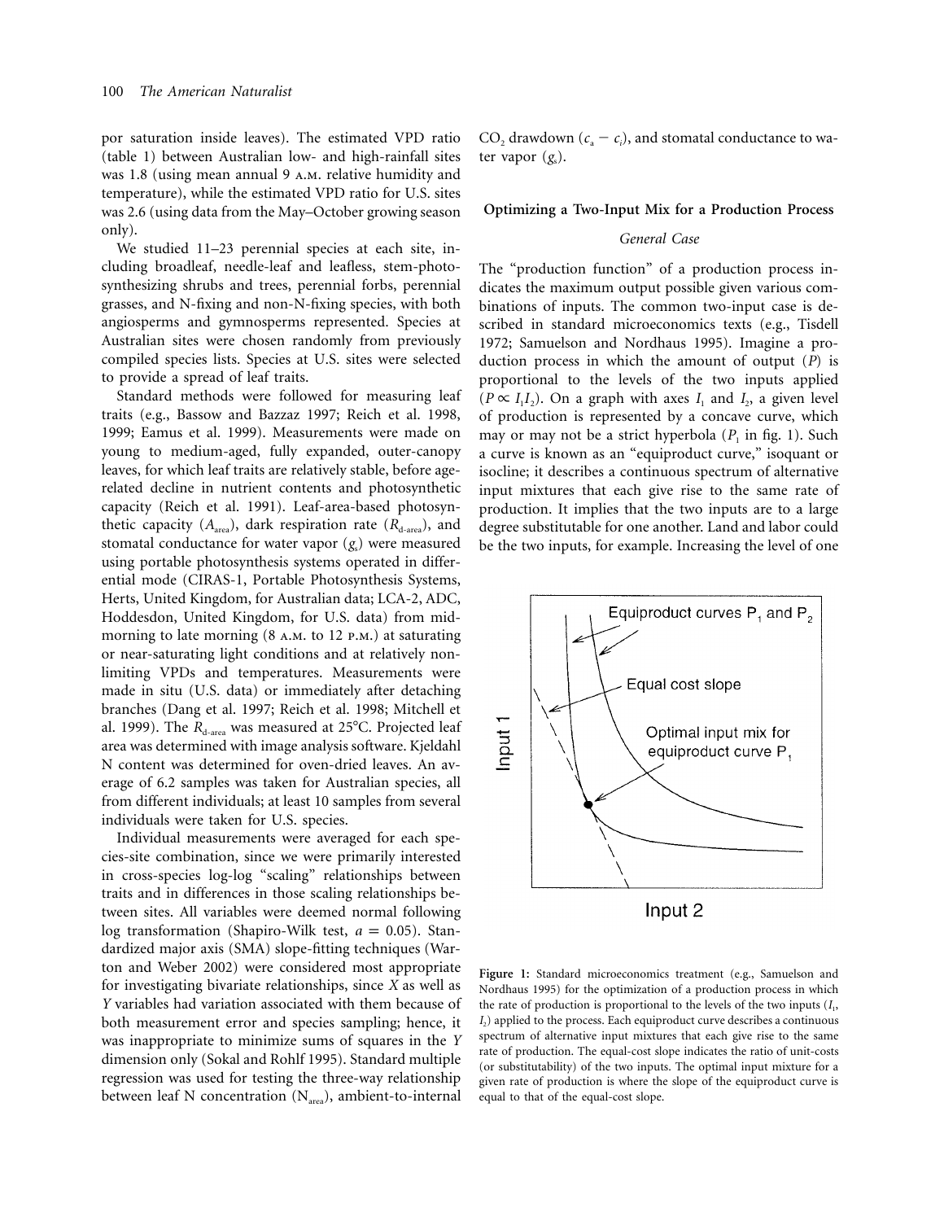por saturation inside leaves). The estimated VPD ratio (table 1) between Australian low- and high-rainfall sites was 1.8 (using mean annual 9 A.M. relative humidity and temperature), while the estimated VPD ratio for U.S. sites was 2.6 (using data from the May–October growing season only).

We studied 11–23 perennial species at each site, including broadleaf, needle-leaf and leafless, stem-photosynthesizing shrubs and trees, perennial forbs, perennial grasses, and N-fixing and non-N-fixing species, with both angiosperms and gymnosperms represented. Species at Australian sites were chosen randomly from previously compiled species lists. Species at U.S. sites were selected to provide a spread of leaf traits.

Standard methods were followed for measuring leaf traits (e.g., Bassow and Bazzaz 1997; Reich et al. 1998, 1999; Eamus et al. 1999). Measurements were made on young to medium-aged, fully expanded, outer-canopy leaves, for which leaf traits are relatively stable, before age-related decline in nutrient contents and photosynthetic capacity (Reich et al. 1991). Leaf-area-based photosynthetic capacity ($A_{area}$), dark respiration rate ($R_{d\text{-}area}$), and stomatal conductance for water vapor ($g_s$) were measured using portable photosynthesis systems operated in differential mode (CIRAS-1, Portable Photosynthesis Systems, Herts, United Kingdom, for Australian data; LCA-2, ADC, Hoddesdon, United Kingdom, for U.S. data) from mid-morning to late morning (8 A.M. to 12 P.M.) at saturating or near-saturating light conditions and at relatively non-limiting VPDs and temperatures. Measurements were made in situ (U.S. data) or immediately after detaching branches (Dang et al. 1997; Reich et al. 1998; Mitchell et al. 1999). The $R_{d\text{-}area}$ was measured at 25°C. Projected leaf area was determined with image analysis software. Kjeldahl N content was determined for oven-dried leaves. An average of 6.2 samples was taken for Australian species, all from different individuals; at least 10 samples from several individuals were taken for U.S. species.

Individual measurements were averaged for each species-site combination, since we were primarily interested in cross-species log-log "scaling" relationships between traits and in differences in those scaling relationships between sites. All variables were deemed normal following log transformation (Shapiro-Wilk test, $a = 0.05$). Standardized major axis (SMA) slope-fitting techniques (Warton and Weber 2002) were considered most appropriate for investigating bivariate relationships, since *X* as well as *Y* variables had variation associated with them because of both measurement error and species sampling; hence, it was inappropriate to minimize sums of squares in the *Y* dimension only (Sokal and Rohlf 1995). Standard multiple regression was used for testing the three-way relationship between leaf N concentration ($N_{area}$), ambient-to-internal $CO_2$ drawdown ($c_a - c_i$), and stomatal conductance to water vapor ($g_s$).

## Optimizing a Two-Input Mix for a Production Process

### *General Case*

The "production function" of a production process indicates the maximum output possible given various combinations of inputs. The common two-input case is described in standard microeconomics texts (e.g., Tisdell 1972; Samuelson and Nordhaus 1995). Imagine a production process in which the amount of output (*P*) is proportional to the levels of the two inputs applied ($P \propto I_1 I_2$). On a graph with axes $I_1$ and $I_2$, a given level of production is represented by a concave curve, which may or may not be a strict hyperbola ($P_1$ in fig. 1). Such a curve is known as an "equiproduct curve," isoquant or isocline; it describes a continuous spectrum of alternative input mixtures that each give rise to the same rate of production. It implies that the two inputs are to a large degree substitutable for one another. Land and labor could be the two inputs, for example. Increasing the level of one

Equiproduct curves P1 and P2
Equal cost slope
Optimal input mix for equiproduct curve P1
Input 1
Input 2

**Figure 1:** Standard microeconomics treatment (e.g., Samuelson and Nordhaus 1995) for the optimization of a production process in which the rate of production is proportional to the levels of the two inputs ($I_1$, $I_2$) applied to the process. Each equiproduct curve describes a continuous spectrum of alternative input mixtures that each give rise to the same rate of production. The equal-cost slope indicates the ratio of unit-costs (or substitutability) of the two inputs. The optimal input mixture for a given rate of production is where the slope of the equiproduct curve is equal to that of the equal-cost slope.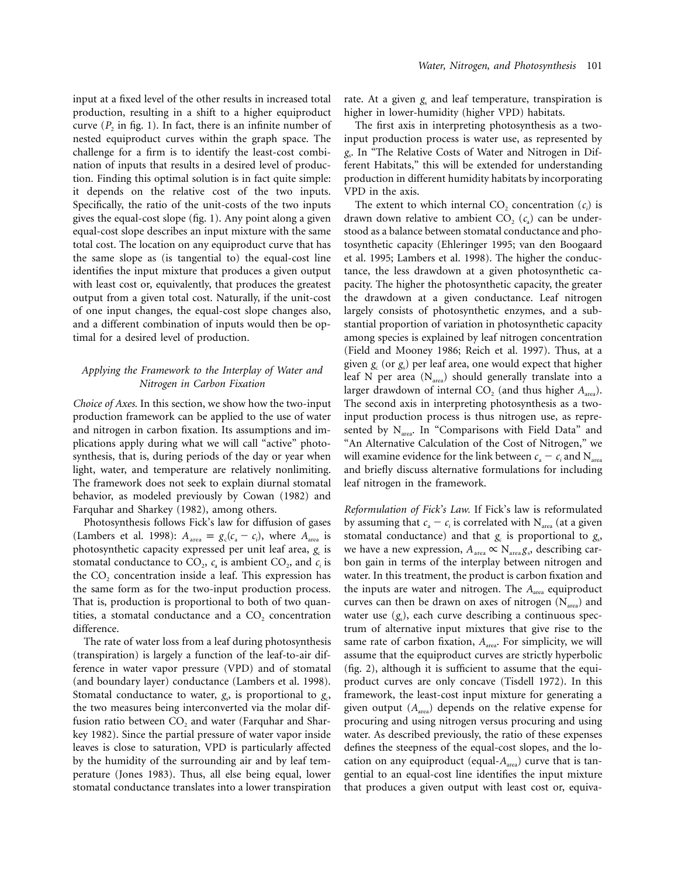input at a fixed level of the other results in increased total production, resulting in a shift to a higher equiproduct curve ($P_2$ in fig. 1). In fact, there is an infinite number of nested equiproduct curves within the graph space. The challenge for a firm is to identify the least-cost combination of inputs that results in a desired level of production. Finding this optimal solution is in fact quite simple: it depends on the relative cost of the two inputs. Specifically, the ratio of the unit-costs of the two inputs gives the equal-cost slope (fig. 1). Any point along a given equal-cost slope describes an input mixture with the same total cost. The location on any equiproduct curve that has the same slope as (is tangential to) the equal-cost line identifies the input mixture that produces a given output with least cost or, equivalently, that produces the greatest output from a given total cost. Naturally, if the unit-cost of one input changes, the equal-cost slope changes also, and a different combination of inputs would then be optimal for a desired level of production.

### *Applying the Framework to the Interplay of Water and Nitrogen in Carbon Fixation*

*Choice of Axes.* In this section, we show how the two-input production framework can be applied to the use of water and nitrogen in carbon fixation. Its assumptions and implications apply during what we will call "active" photosynthesis, that is, during periods of the day or year when light, water, and temperature are relatively nonlimiting. The framework does not seek to explain diurnal stomatal behavior, as modeled previously by Cowan (1982) and Farquhar and Sharkey (1982), among others.

Photosynthesis follows Fick's law for diffusion of gases (Lambers et al. 1998): $A_{\text{area}} = g_c(c_a - c_i)$, where $A_{\text{area}}$ is photosynthetic capacity expressed per unit leaf area, $g_c$ is stomatal conductance to $CO_2$, $c_a$ is ambient $CO_2$, and $c_i$ is the $CO_2$ concentration inside a leaf. This expression has the same form as for the two-input production process. That is, production is proportional to both of two quantities, a stomatal conductance and a $CO_2$ concentration difference.

The rate of water loss from a leaf during photosynthesis (transpiration) is largely a function of the leaf-to-air difference in water vapor pressure (VPD) and of stomatal (and boundary layer) conductance (Lambers et al. 1998). Stomatal conductance to water, $g_s$, is proportional to $g_c$, the two measures being interconverted via the molar diffusion ratio between $CO_2$ and water (Farquhar and Sharkey 1982). Since the partial pressure of water vapor inside leaves is close to saturation, VPD is particularly affected by the humidity of the surrounding air and by leaf temperature (Jones 1983). Thus, all else being equal, lower stomatal conductance translates into a lower transpiration rate. At a given $g_s$ and leaf temperature, transpiration is higher in lower-humidity (higher VPD) habitats.

The first axis in interpreting photosynthesis as a two-input production process is water use, as represented by $g_s$. In "The Relative Costs of Water and Nitrogen in Different Habitats," this will be extended for understanding production in different humidity habitats by incorporating VPD in the axis.

The extent to which internal $CO_2$ concentration ($c_i$) is drawn down relative to ambient $CO_2$ ($c_a$) can be understood as a balance between stomatal conductance and photosynthetic capacity (Ehleringer 1995; van den Boogaard et al. 1995; Lambers et al. 1998). The higher the conductance, the less drawdown at a given photosynthetic capacity. The higher the photosynthetic capacity, the greater the drawdown at a given conductance. Leaf nitrogen largely consists of photosynthetic enzymes, and a substantial proportion of variation in photosynthetic capacity among species is explained by leaf nitrogen concentration (Field and Mooney 1986; Reich et al. 1997). Thus, at a given $g_c$ (or $g_s$) per leaf area, one would expect that higher leaf N per area ($N_{\text{area}}$) should generally translate into a larger drawdown of internal $CO_2$ (and thus higher $A_{\text{area}}$). The second axis in interpreting photosynthesis as a two-input production process is thus nitrogen use, as represented by $N_{\text{area}}$. In "Comparisons with Field Data" and "An Alternative Calculation of the Cost of Nitrogen," we will examine evidence for the link between $c_a - c_i$ and $N_{\text{area}}$ and briefly discuss alternative formulations for including leaf nitrogen in the framework.

*Reformulation of Fick's Law.* If Fick's law is reformulated by assuming that $c_a - c_i$ is correlated with $N_{\text{area}}$ (at a given stomatal conductance) and that $g_c$ is proportional to $g_s$, we have a new expression, $A_{\text{area}} \propto N_{\text{area}} g_s$, describing carbon gain in terms of the interplay between nitrogen and water. In this treatment, the product is carbon fixation and the inputs are water and nitrogen. The $A_{\text{area}}$ equiproduct curves can then be drawn on axes of nitrogen ($N_{\text{area}}$) and water use ($g_s$), each curve describing a continuous spectrum of alternative input mixtures that give rise to the same rate of carbon fixation, $A_{\text{area}}$. For simplicity, we will assume that the equiproduct curves are strictly hyperbolic (fig. 2), although it is sufficient to assume that the equiproduct curves are only concave (Tisdell 1972). In this framework, the least-cost input mixture for generating a given output ($A_{\text{area}}$) depends on the relative expense for procuring and using nitrogen versus procuring and using water. As described previously, the ratio of these expenses defines the steepness of the equal-cost slopes, and the location on any equiproduct (equal-$A_{\text{area}}$) curve that is tangential to an equal-cost line identifies the input mixture that produces a given output with least cost or, equiva-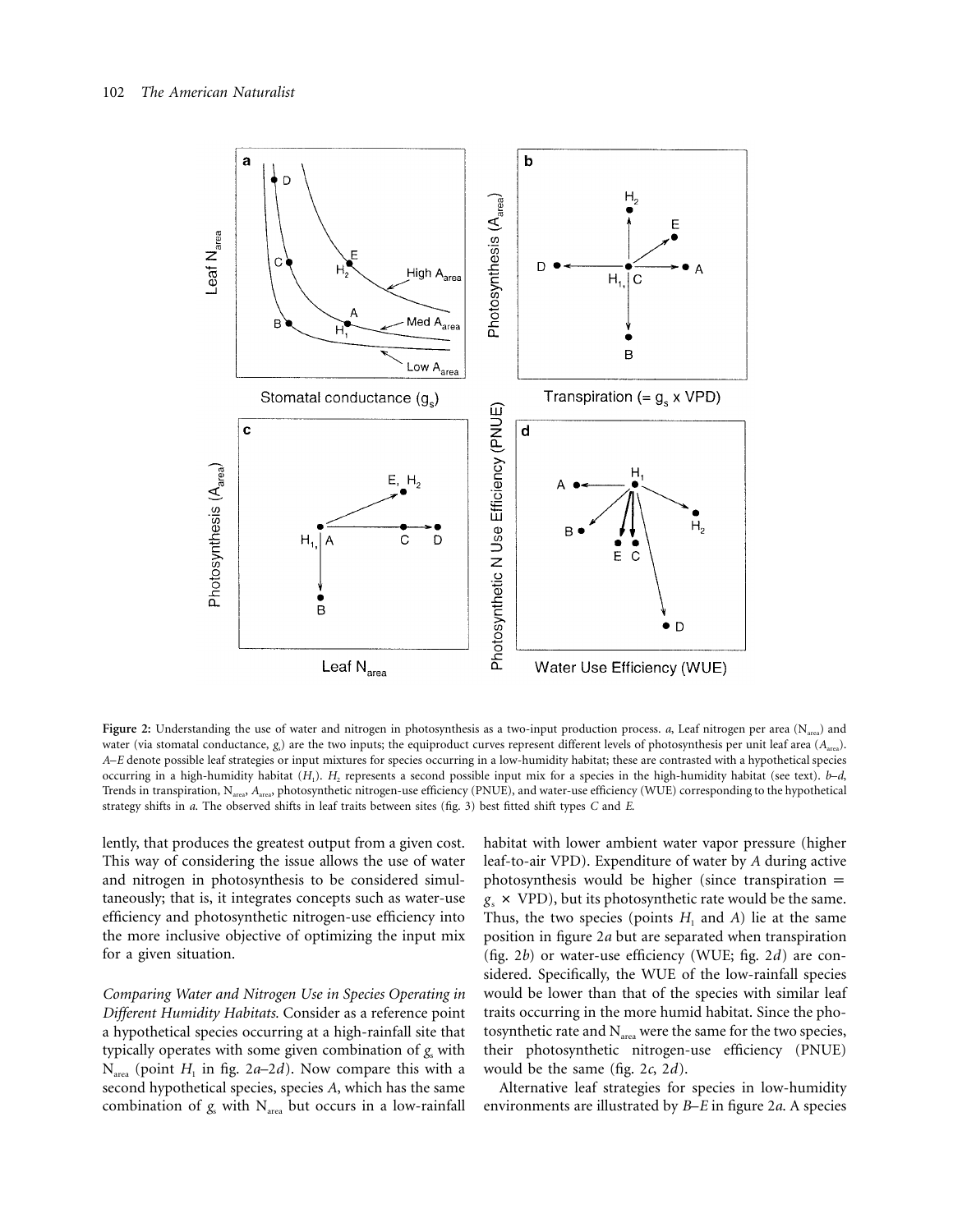a

Leaf $N_{area}$

Stomatal conductance ($g_s$)

D

C

E

$H_2$

High $A_{area}$

A

B

$H_1$

Med $A_{area}$

Low $A_{area}$

b

Photosynthesis ($A_{area}$)

Transpiration (= $g_s$ x VPD)

$H_2$

E

D

A

$H_1$, C

B

c

Photosynthesis ($A_{area}$)

Leaf $N_{area}$

E, $H_2$

$H_1$, A

C

D

B

d

Photosynthetic N Use Efficiency (PNUE)

Water Use Efficiency (WUE)

$H_1$

A

B

$H_2$

E

C

D

**Figure 2:** Understanding the use of water and nitrogen in photosynthesis as a two-input production process. *a*, Leaf nitrogen per area ($N_{area}$) and water (via stomatal conductance, $g_s$) are the two inputs; the equiproduct curves represent different levels of photosynthesis per unit leaf area ($A_{area}$). *A–E* denote possible leaf strategies or input mixtures for species occurring in a low-humidity habitat; these are contrasted with a hypothetical species occurring in a high-humidity habitat ($H_1$). $H_2$ represents a second possible input mix for a species in the high-humidity habitat (see text). *b–d*, Trends in transpiration, $N_{area}$, $A_{area}$, photosynthetic nitrogen-use efficiency (PNUE), and water-use efficiency (WUE) corresponding to the hypothetical strategy shifts in *a*. The observed shifts in leaf traits between sites (fig. 3) best fitted shift types *C* and *E*.

lently, that produces the greatest output from a given cost. This way of considering the issue allows the use of water and nitrogen in photosynthesis to be considered simultaneously; that is, it integrates concepts such as water-use efficiency and photosynthetic nitrogen-use efficiency into the more inclusive objective of optimizing the input mix for a given situation.

*Comparing Water and Nitrogen Use in Species Operating in Different Humidity Habitats.* Consider as a reference point a hypothetical species occurring at a high-rainfall site that typically operates with some given combination of $g_s$ with $N_{area}$ (point $H_1$ in fig. 2*a*–2*d*). Now compare this with a second hypothetical species, species *A*, which has the same combination of $g_s$ with $N_{area}$ but occurs in a low-rainfall habitat with lower ambient water vapor pressure (higher leaf-to-air VPD). Expenditure of water by *A* during active photosynthesis would be higher (since transpiration = $g_s \times$ VPD), but its photosynthetic rate would be the same. Thus, the two species (points $H_1$ and *A*) lie at the same position in figure 2*a* but are separated when transpiration (fig. 2*b*) or water-use efficiency (WUE; fig. 2*d*) are considered. Specifically, the WUE of the low-rainfall species would be lower than that of the species with similar leaf traits occurring in the more humid habitat. Since the photosynthetic rate and $N_{area}$ were the same for the two species, their photosynthetic nitrogen-use efficiency (PNUE) would be the same (fig. 2*c*, 2*d*).

Alternative leaf strategies for species in low-humidity environments are illustrated by *B–E* in figure 2*a*. A species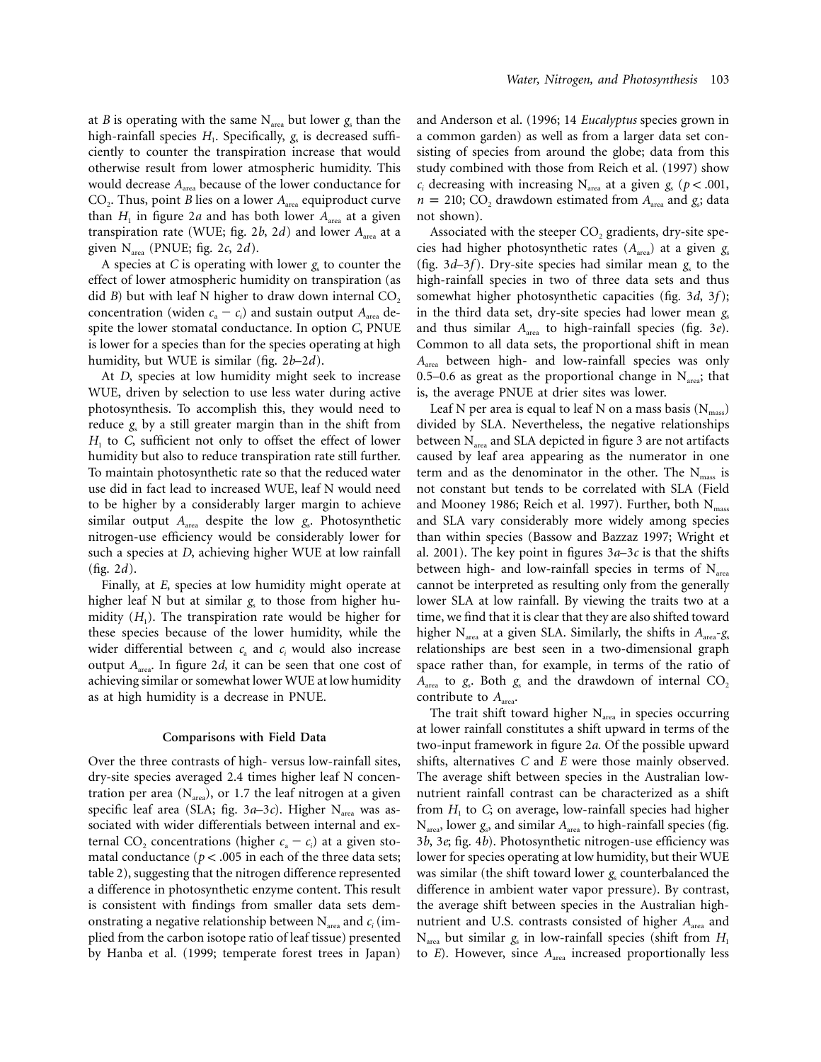at *B* is operating with the same $N_{area}$ but lower $g_s$ than the high-rainfall species $H_1$. Specifically, $g_s$ is decreased sufficiently to counter the transpiration increase that would otherwise result from lower atmospheric humidity. This would decrease $A_{area}$ because of the lower conductance for $CO_2$. Thus, point *B* lies on a lower $A_{area}$ equiproduct curve than $H_1$ in figure 2*a* and has both lower $A_{area}$ at a given transpiration rate (WUE; fig. 2*b*, 2*d*) and lower $A_{area}$ at a given $N_{area}$ (PNUE; fig. 2*c*, 2*d*).

A species at *C* is operating with lower $g_s$ to counter the effect of lower atmospheric humidity on transpiration (as did *B*) but with leaf N higher to draw down internal $CO_2$ concentration (widen $c_a - c_i$) and sustain output $A_{area}$ despite the lower stomatal conductance. In option *C*, PNUE is lower for a species than for the species operating at high humidity, but WUE is similar (fig. 2*b*–2*d*).

At *D*, species at low humidity might seek to increase WUE, driven by selection to use less water during active photosynthesis. To accomplish this, they would need to reduce $g_s$ by a still greater margin than in the shift from $H_1$ to *C*, sufficient not only to offset the effect of lower humidity but also to reduce transpiration rate still further. To maintain photosynthetic rate so that the reduced water use did in fact lead to increased WUE, leaf N would need to be higher by a considerably larger margin to achieve similar output $A_{area}$ despite the low $g_s$. Photosynthetic nitrogen-use efficiency would be considerably lower for such a species at *D*, achieving higher WUE at low rainfall (fig. 2*d*).

Finally, at *E*, species at low humidity might operate at higher leaf N but at similar $g_s$ to those from higher humidity ($H_1$). The transpiration rate would be higher for these species because of the lower humidity, while the wider differential between $c_a$ and $c_i$ would also increase output $A_{area}$. In figure 2*d*, it can be seen that one cost of achieving similar or somewhat lower WUE at low humidity as at high humidity is a decrease in PNUE.

## Comparisons with Field Data

Over the three contrasts of high- versus low-rainfall sites, dry-site species averaged 2.4 times higher leaf N concentration per area ($N_{area}$), or 1.7 the leaf nitrogen at a given specific leaf area (SLA; fig. 3*a*–3*c*). Higher $N_{area}$ was associated with wider differentials between internal and external $CO_2$ concentrations (higher $c_a - c_i$) at a given stomatal conductance ($p < .005$ in each of the three data sets; table 2), suggesting that the nitrogen difference represented a difference in photosynthetic enzyme content. This result is consistent with findings from smaller data sets demonstrating a negative relationship between $N_{area}$ and $c_i$ (implied from the carbon isotope ratio of leaf tissue) presented by Hanba et al. (1999; temperate forest trees in Japan) and Anderson et al. (1996; 14 *Eucalyptus* species grown in a common garden) as well as from a larger data set consisting of species from around the globe; data from this study combined with those from Reich et al. (1997) show $c_i$ decreasing with increasing $N_{area}$ at a given $g_s$ ($p < .001$, $n = 210$; $CO_2$ drawdown estimated from $A_{area}$ and $g_s$; data not shown).

Associated with the steeper $CO_2$ gradients, dry-site species had higher photosynthetic rates ($A_{area}$) at a given $g_s$ (fig. 3*d*–3*f*). Dry-site species had similar mean $g_s$ to the high-rainfall species in two of three data sets and thus somewhat higher photosynthetic capacities (fig. 3*d*, 3*f*); in the third data set, dry-site species had lower mean $g_s$ and thus similar $A_{area}$ to high-rainfall species (fig. 3*e*). Common to all data sets, the proportional shift in mean $A_{area}$ between high- and low-rainfall species was only 0.5–0.6 as great as the proportional change in $N_{area}$; that is, the average PNUE at drier sites was lower.

Leaf N per area is equal to leaf N on a mass basis ($N_{mass}$) divided by SLA. Nevertheless, the negative relationships between $N_{area}$ and SLA depicted in figure 3 are not artifacts caused by leaf area appearing as the numerator in one term and as the denominator in the other. The $N_{mass}$ is not constant but tends to be correlated with SLA (Field and Mooney 1986; Reich et al. 1997). Further, both $N_{mass}$ and SLA vary considerably more widely among species than within species (Bassow and Bazzaz 1997; Wright et al. 2001). The key point in figures 3*a*–3*c* is that the shifts between high- and low-rainfall species in terms of $N_{area}$ cannot be interpreted as resulting only from the generally lower SLA at low rainfall. By viewing the traits two at a time, we find that it is clear that they are also shifted toward higher $N_{area}$ at a given SLA. Similarly, the shifts in $A_{area}$-$g_s$ relationships are best seen in a two-dimensional graph space rather than, for example, in terms of the ratio of $A_{area}$ to $g_s$. Both $g_s$ and the drawdown of internal $CO_2$ contribute to $A_{area}$.

The trait shift toward higher $N_{area}$ in species occurring at lower rainfall constitutes a shift upward in terms of the two-input framework in figure 2*a*. Of the possible upward shifts, alternatives *C* and *E* were those mainly observed. The average shift between species in the Australian low-nutrient rainfall contrast can be characterized as a shift from $H_1$ to *C*; on average, low-rainfall species had higher $N_{area}$, lower $g_s$, and similar $A_{area}$ to high-rainfall species (fig. 3*b*, 3*e*; fig. 4*b*). Photosynthetic nitrogen-use efficiency was lower for species operating at low humidity, but their WUE was similar (the shift toward lower $g_s$ counterbalanced the difference in ambient water vapor pressure). By contrast, the average shift between species in the Australian high-nutrient and U.S. contrasts consisted of higher $A_{area}$ and $N_{area}$ but similar $g_s$ in low-rainfall species (shift from $H_1$ to *E*). However, since $A_{area}$ increased proportionally less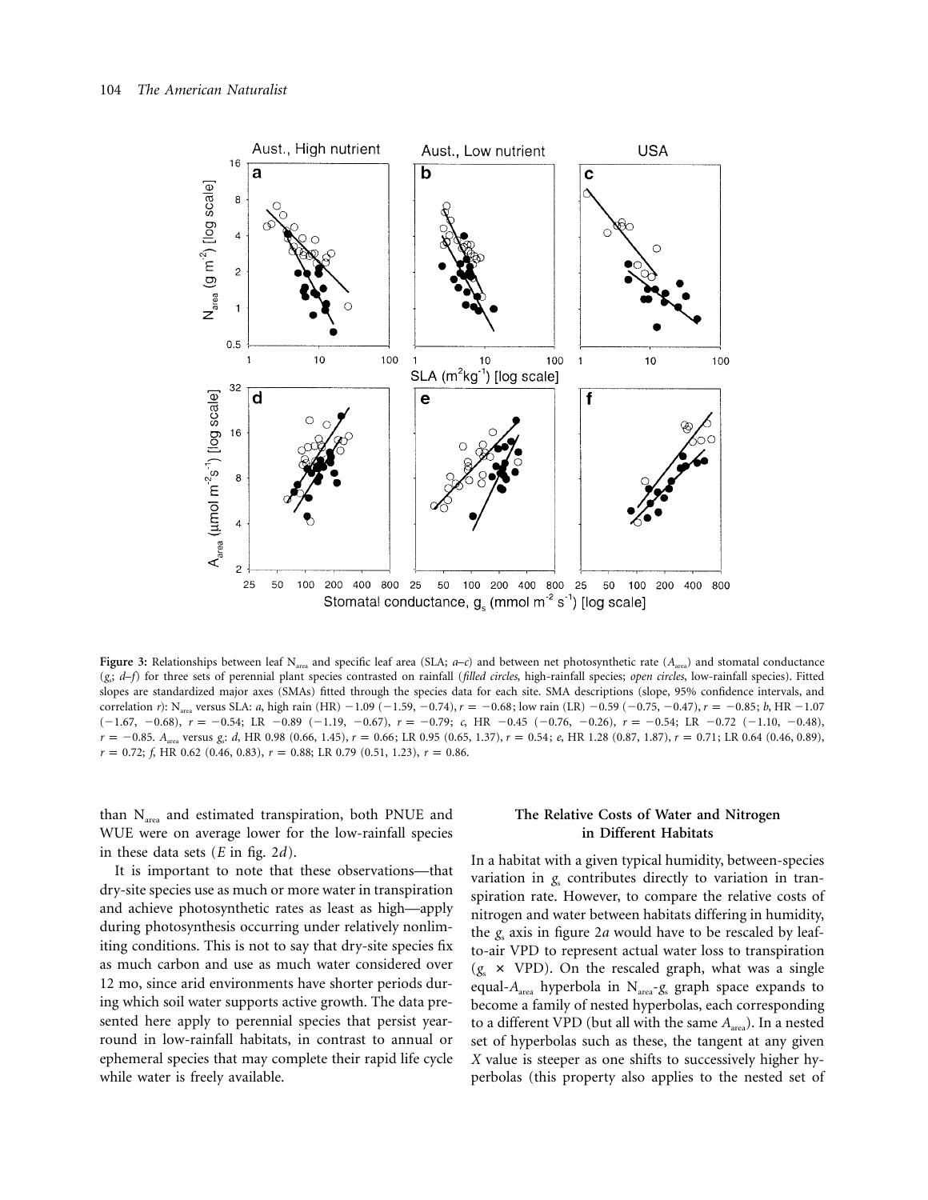**Figure 3:** Relationships between leaf $N_{area}$ and specific leaf area (SLA; *a–c*) and between net photosynthetic rate ($A_{area}$) and stomatal conductance ($g_s$; *d–f*) for three sets of perennial plant species contrasted on rainfall (*filled circles*, high-rainfall species; *open circles*, low-rainfall species). Fitted slopes are standardized major axes (SMAs) fitted through the species data for each site. SMA descriptions (slope, 95% confidence intervals, and correlation *r*): $N_{area}$ versus SLA: *a*, high rain (HR) −1.09 (−1.59, −0.74), $r = -0.68$; low rain (LR) −0.59 (−0.75, −0.47), $r = -0.85$; *b*, HR −1.07 (−1.67, −0.68), $r = -0.54$; LR −0.89 (−1.19, −0.67), $r = -0.79$; *c*, HR −0.45 (−0.76, −0.26), $r = -0.54$; LR −0.72 (−1.10, −0.48), $r = -0.85$. $A_{area}$ versus $g_s$: *d*, HR 0.98 (0.66, 1.45), $r = 0.66$; LR 0.95 (0.65, 1.37), $r = 0.54$; *e*, HR 1.28 (0.87, 1.87), $r = 0.71$; LR 0.64 (0.46, 0.89), $r = 0.72$; *f*, HR 0.62 (0.46, 0.83), $r = 0.88$; LR 0.79 (0.51, 1.23), $r = 0.86$.

than $N_{area}$ and estimated transpiration, both PNUE and WUE were on average lower for the low-rainfall species in these data sets (*E* in fig. 2*d*).

It is important to note that these observations—that dry-site species use as much or more water in transpiration and achieve photosynthetic rates as least as high—apply during photosynthesis occurring under relatively nonlimiting conditions. This is not to say that dry-site species fix as much carbon and use as much water considered over 12 mo, since arid environments have shorter periods during which soil water supports active growth. The data presented here apply to perennial species that persist year-round in low-rainfall habitats, in contrast to annual or ephemeral species that may complete their rapid life cycle while water is freely available.

## The Relative Costs of Water and Nitrogen in Different Habitats

In a habitat with a given typical humidity, between-species variation in $g_s$ contributes directly to variation in transpiration rate. However, to compare the relative costs of nitrogen and water between habitats differing in humidity, the $g_s$ axis in figure 2*a* would have to be rescaled by leaf-to-air VPD to represent actual water loss to transpiration ($g_s \times$ VPD). On the rescaled graph, what was a single equal-$A_{area}$ hyperbola in $N_{area}$-$g_s$ graph space expands to become a family of nested hyperbolas, each corresponding to a different VPD (but all with the same $A_{area}$). In a nested set of hyperbolas such as these, the tangent at any given *X* value is steeper as one shifts to successively higher hyperbolas (this property also applies to the nested set of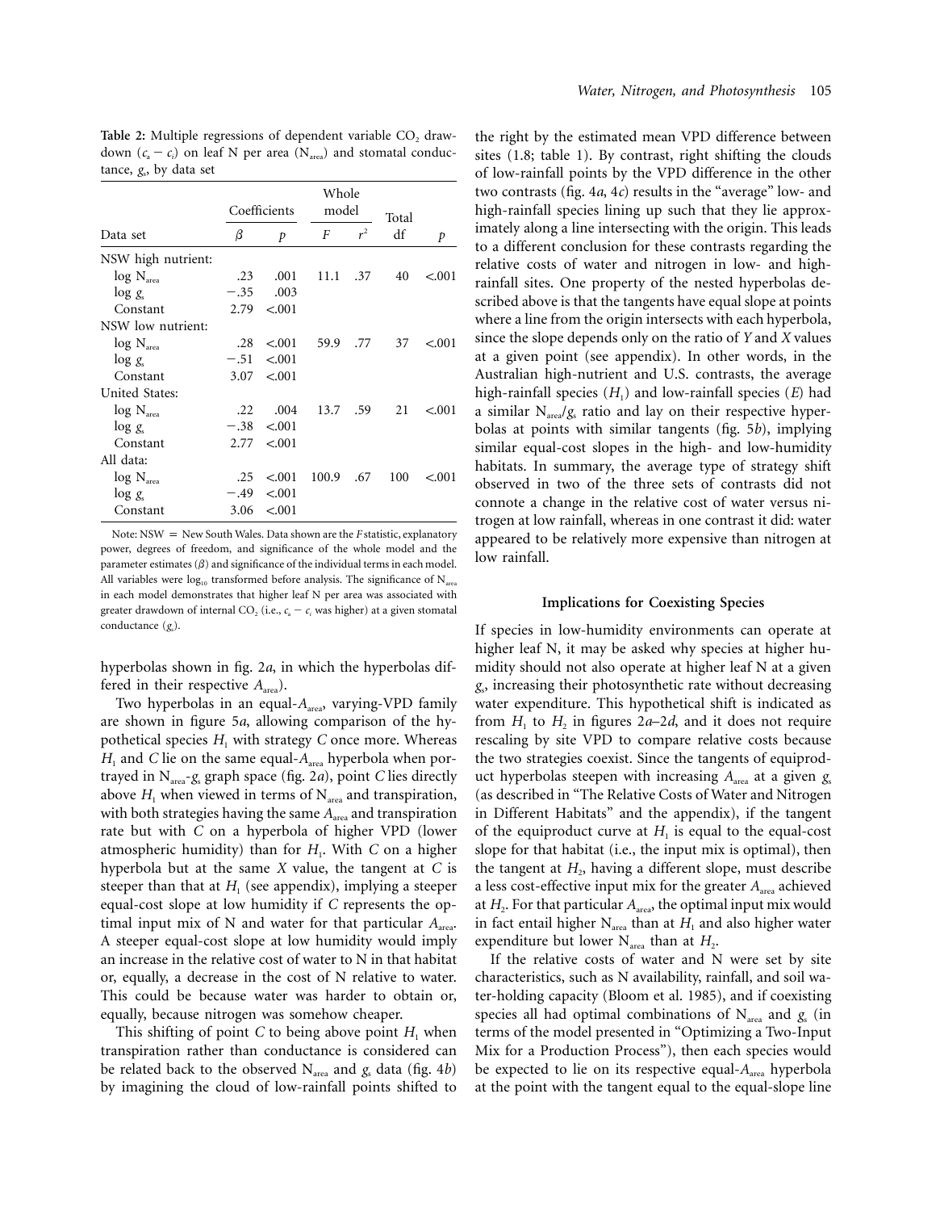**Table 2:** Multiple regressions of dependent variable $CO_2$ drawdown ($c_a - c_i$) on leaf N per area ($N_{area}$) and stomatal conductance, $g_s$, by data set

| | Coefficients | | Whole model | | Total | |
|---|---|---|---|---|---|---|
| Data set | $\beta$ | $p$ | $F$ | $r^2$ | df | $p$ |
| NSW high nutrient: | | | | | | |
| log $N_{area}$ | .23 | .001 | 11.1 | .37 | 40 | <.001 |
| log $g_s$ | −.35 | .003 | | | | |
| Constant | 2.79 | <.001 | | | | |
| NSW low nutrient: | | | | | | |
| log $N_{area}$ | .28 | <.001 | 59.9 | .77 | 37 | <.001 |
| log $g_s$ | −.51 | <.001 | | | | |
| Constant | 3.07 | <.001 | | | | |
| United States: | | | | | | |
| log $N_{area}$ | .22 | .004 | 13.7 | .59 | 21 | <.001 |
| log $g_s$ | −.38 | <.001 | | | | |
| Constant | 2.77 | <.001 | | | | |
| All data: | | | | | | |
| log $N_{area}$ | .25 | <.001 | 100.9 | .67 | 100 | <.001 |
| log $g_s$ | −.49 | <.001 | | | | |
| Constant | 3.06 | <.001 | | | | |

Note: NSW = New South Wales. Data shown are the $F$ statistic, explanatory power, degrees of freedom, and significance of the whole model and the parameter estimates ($\beta$) and significance of the individual terms in each model. All variables were $\log_{10}$ transformed before analysis. The significance of $N_{area}$ in each model demonstrates that higher leaf N per area was associated with greater drawdown of internal $CO_2$ (i.e., $c_a - c_i$ was higher) at a given stomatal conductance ($g_s$).

hyperbolas shown in fig. 2*a*, in which the hyperbolas differed in their respective $A_{area}$).

Two hyperbolas in an equal-$A_{area}$, varying-VPD family are shown in figure 5*a*, allowing comparison of the hypothetical species $H_1$ with strategy $C$ once more. Whereas $H_1$ and $C$ lie on the same equal-$A_{area}$ hyperbola when portrayed in $N_{area}$-$g_s$ graph space (fig. 2*a*), point $C$ lies directly above $H_1$ when viewed in terms of $N_{area}$ and transpiration, with both strategies having the same $A_{area}$ and transpiration rate but with $C$ on a hyperbola of higher VPD (lower atmospheric humidity) than for $H_1$. With $C$ on a higher hyperbola but at the same $X$ value, the tangent at $C$ is steeper than that at $H_1$ (see appendix), implying a steeper equal-cost slope at low humidity if $C$ represents the optimal input mix of N and water for that particular $A_{area}$. A steeper equal-cost slope at low humidity would imply an increase in the relative cost of water to N in that habitat or, equally, a decrease in the cost of N relative to water. This could be because water was harder to obtain or, equally, because nitrogen was somehow cheaper.

This shifting of point $C$ to being above point $H_1$ when transpiration rather than conductance is considered can be related back to the observed $N_{area}$ and $g_s$ data (fig. 4*b*) by imagining the cloud of low-rainfall points shifted to the right by the estimated mean VPD difference between sites (1.8; table 1). By contrast, right shifting the clouds of low-rainfall points by the VPD difference in the other two contrasts (fig. 4*a*, 4*c*) results in the "average" low- and high-rainfall species lining up such that they lie approximately along a line intersecting with the origin. This leads to a different conclusion for these contrasts regarding the relative costs of water and nitrogen in low- and high-rainfall sites. One property of the nested hyperbolas described above is that the tangents have equal slope at points where a line from the origin intersects with each hyperbola, since the slope depends only on the ratio of $Y$ and $X$ values at a given point (see appendix). In other words, in the Australian high-nutrient and U.S. contrasts, the average high-rainfall species ($H_1$) and low-rainfall species ($E$) had a similar $N_{area}/g_s$ ratio and lay on their respective hyperbolas at points with similar tangents (fig. 5*b*), implying similar equal-cost slopes in the high- and low-humidity habitats. In summary, the average type of strategy shift observed in two of the three sets of contrasts did not connote a change in the relative cost of water versus nitrogen at low rainfall, whereas in one contrast it did: water appeared to be relatively more expensive than nitrogen at low rainfall.

### Implications for Coexisting Species

If species in low-humidity environments can operate at higher leaf N, it may be asked why species at higher humidity should not also operate at higher leaf N at a given $g_s$, increasing their photosynthetic rate without decreasing water expenditure. This hypothetical shift is indicated as from $H_1$ to $H_2$ in figures 2*a*–2*d*, and it does not require rescaling by site VPD to compare relative costs because the two strategies coexist. Since the tangents of equiproduct hyperbolas steepen with increasing $A_{area}$ at a given $g_s$ (as described in "The Relative Costs of Water and Nitrogen in Different Habitats" and the appendix), if the tangent of the equiproduct curve at $H_1$ is equal to the equal-cost slope for that habitat (i.e., the input mix is optimal), then the tangent at $H_2$, having a different slope, must describe a less cost-effective input mix for the greater $A_{area}$ achieved at $H_2$. For that particular $A_{area}$, the optimal input mix would in fact entail higher $N_{area}$ than at $H_1$ and also higher water expenditure but lower $N_{area}$ than at $H_2$.

If the relative costs of water and N were set by site characteristics, such as N availability, rainfall, and soil water-holding capacity (Bloom et al. 1985), and if coexisting species all had optimal combinations of $N_{area}$ and $g_s$ (in terms of the model presented in "Optimizing a Two-Input Mix for a Production Process"), then each species would be expected to lie on its respective equal-$A_{area}$ hyperbola at the point with the tangent equal to the equal-slope line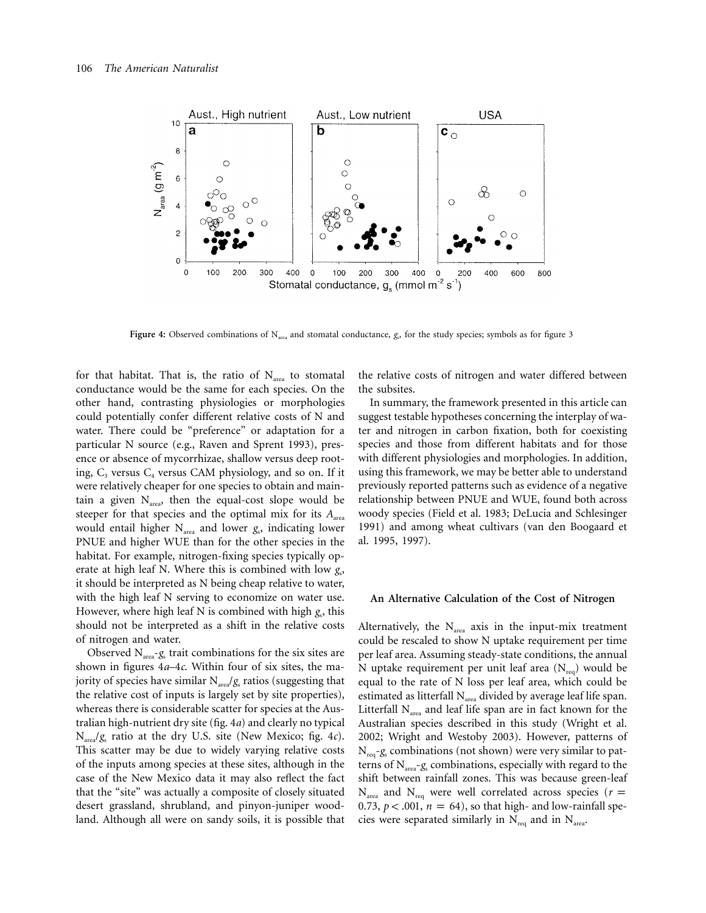Aust., High nutrient

Aust., Low nutrient

USA

a

b

c

$N_{area}$ (g m$^{-2}$)

10
8
6
4
2
0

0 100 200 300 400 0 100 200 300 400 0 200 400 600 800

Stomatal conductance, $g_s$ (mmol m$^{-2}$ s$^{-1}$)

**Figure 4:** Observed combinations of $N_{area}$ and stomatal conductance, $g_s$, for the study species; symbols as for figure 3

for that habitat. That is, the ratio of $N_{area}$ to stomatal conductance would be the same for each species. On the other hand, contrasting physiologies or morphologies could potentially confer different relative costs of N and water. There could be "preference" or adaptation for a particular N source (e.g., Raven and Sprent 1993), presence or absence of mycorrhizae, shallow versus deep rooting, $C_3$ versus $C_4$ versus CAM physiology, and so on. If it were relatively cheaper for one species to obtain and maintain a given $N_{area}$, then the equal-cost slope would be steeper for that species and the optimal mix for its $A_{area}$ would entail higher $N_{area}$ and lower $g_s$, indicating lower PNUE and higher WUE than for the other species in the habitat. For example, nitrogen-fixing species typically operate at high leaf N. Where this is combined with low $g_s$, it should be interpreted as N being cheap relative to water, with the high leaf N serving to economize on water use. However, where high leaf N is combined with high $g_s$, this should not be interpreted as a shift in the relative costs of nitrogen and water.

Observed $N_{area}$-$g_s$ trait combinations for the six sites are shown in figures 4*a*–4*c*. Within four of six sites, the majority of species have similar $N_{area}/g_s$ ratios (suggesting that the relative cost of inputs is largely set by site properties), whereas there is considerable scatter for species at the Australian high-nutrient dry site (fig. 4*a*) and clearly no typical $N_{area}/g_s$ ratio at the dry U.S. site (New Mexico; fig. 4*c*). This scatter may be due to widely varying relative costs of the inputs among species at these sites, although in the case of the New Mexico data it may also reflect the fact that the "site" was actually a composite of closely situated desert grassland, shrubland, and pinyon-juniper woodland. Although all were on sandy soils, it is possible that the relative costs of nitrogen and water differed between the subsites.

In summary, the framework presented in this article can suggest testable hypotheses concerning the interplay of water and nitrogen in carbon fixation, both for coexisting species and those from different habitats and for those with different physiologies and morphologies. In addition, using this framework, we may be better able to understand previously reported patterns such as evidence of a negative relationship between PNUE and WUE, found both across woody species (Field et al. 1983; DeLucia and Schlesinger 1991) and among wheat cultivars (van den Boogaard et al. 1995, 1997).

## An Alternative Calculation of the Cost of Nitrogen

Alternatively, the $N_{area}$ axis in the input-mix treatment could be rescaled to show N uptake requirement per time per leaf area. Assuming steady-state conditions, the annual N uptake requirement per unit leaf area ($N_{req}$) would be equal to the rate of N loss per leaf area, which could be estimated as litterfall $N_{area}$ divided by average leaf life span. Litterfall $N_{area}$ and leaf life span are in fact known for the Australian species described in this study (Wright et al. 2002; Wright and Westoby 2003). However, patterns of $N_{req}$-$g_s$ combinations (not shown) were very similar to patterns of $N_{area}$-$g_s$ combinations, especially with regard to the shift between rainfall zones. This was because green-leaf $N_{area}$ and $N_{req}$ were well correlated across species ($r = 0.73$, $p < .001$, $n = 64$), so that high- and low-rainfall species were separated similarly in $N_{req}$ and in $N_{area}$.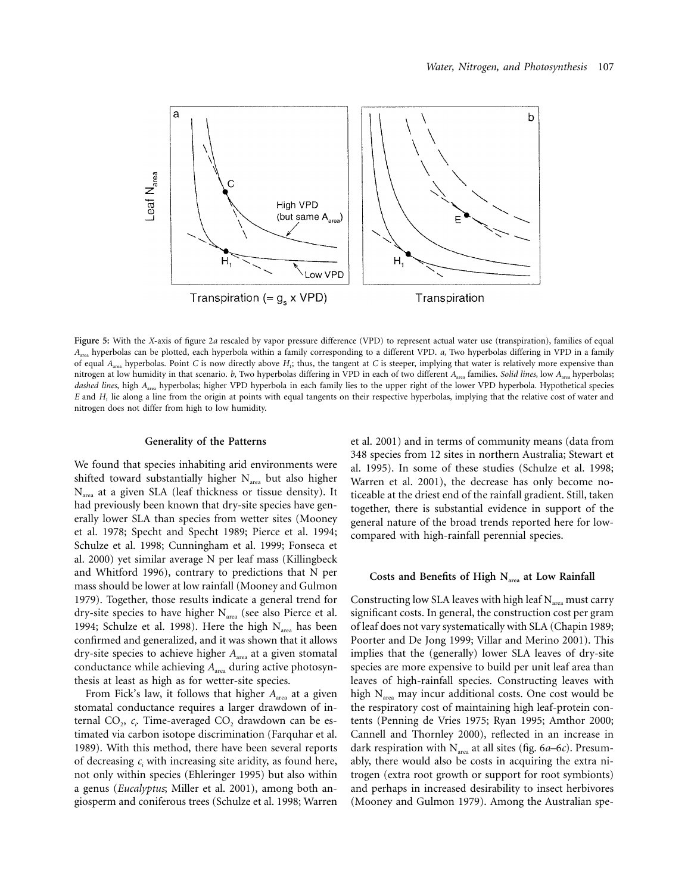a

Leaf $N_{area}$

C

High VPD (but same $A_{area}$)

$H_1$

Low VPD

Transpiration (= $g_s$ x VPD)

b

E

$H_1$

Transpiration

**Figure 5:** With the *X*-axis of figure 2*a* rescaled by vapor pressure difference (VPD) to represent actual water use (transpiration), families of equal $A_{area}$ hyperbolas can be plotted, each hyperbola within a family corresponding to a different VPD. *a*, Two hyperbolas differing in VPD in a family of equal $A_{area}$ hyperbolas. Point *C* is now directly above $H_1$; thus, the tangent at *C* is steeper, implying that water is relatively more expensive than nitrogen at low humidity in that scenario. *b*, Two hyperbolas differing in VPD in each of two different $A_{area}$ families. *Solid lines*, low $A_{area}$ hyperbolas; *dashed lines*, high $A_{area}$ hyperbolas; higher VPD hyperbola in each family lies to the upper right of the lower VPD hyperbola. Hypothetical species *E* and $H_1$ lie along a line from the origin at points with equal tangents on their respective hyperbolas, implying that the relative cost of water and nitrogen does not differ from high to low humidity.

## Generality of the Patterns

We found that species inhabiting arid environments were shifted toward substantially higher $N_{area}$ but also higher $N_{area}$ at a given SLA (leaf thickness or tissue density). It had previously been known that dry-site species have generally lower SLA than species from wetter sites (Mooney et al. 1978; Specht and Specht 1989; Pierce et al. 1994; Schulze et al. 1998; Cunningham et al. 1999; Fonseca et al. 2000) yet similar average N per leaf mass (Killingbeck and Whitford 1996), contrary to predictions that N per mass should be lower at low rainfall (Mooney and Gulmon 1979). Together, those results indicate a general trend for dry-site species to have higher $N_{area}$ (see also Pierce et al. 1994; Schulze et al. 1998). Here the high $N_{area}$ has been confirmed and generalized, and it was shown that it allows dry-site species to achieve higher $A_{area}$ at a given stomatal conductance while achieving $A_{area}$ during active photosynthesis at least as high as for wetter-site species.

From Fick's law, it follows that higher $A_{area}$ at a given stomatal conductance requires a larger drawdown of internal $CO_2$, $c_i$. Time-averaged $CO_2$ drawdown can be estimated via carbon isotope discrimination (Farquhar et al. 1989). With this method, there have been several reports of decreasing $c_i$ with increasing site aridity, as found here, not only within species (Ehleringer 1995) but also within a genus (*Eucalyptus*; Miller et al. 2001), among both angiosperm and coniferous trees (Schulze et al. 1998; Warren et al. 2001) and in terms of community means (data from 348 species from 12 sites in northern Australia; Stewart et al. 1995). In some of these studies (Schulze et al. 1998; Warren et al. 2001), the decrease has only become noticeable at the driest end of the rainfall gradient. Still, taken together, there is substantial evidence in support of the general nature of the broad trends reported here for low-compared with high-rainfall perennial species.

## Costs and Benefits of High $N_{area}$ at Low Rainfall

Constructing low SLA leaves with high leaf $N_{area}$ must carry significant costs. In general, the construction cost per gram of leaf does not vary systematically with SLA (Chapin 1989; Poorter and De Jong 1999; Villar and Merino 2001). This implies that the (generally) lower SLA leaves of dry-site species are more expensive to build per unit leaf area than leaves of high-rainfall species. Constructing leaves with high $N_{area}$ may incur additional costs. One cost would be the respiratory cost of maintaining high leaf-protein contents (Penning de Vries 1975; Ryan 1995; Amthor 2000; Cannell and Thornley 2000), reflected in an increase in dark respiration with $N_{area}$ at all sites (fig. 6*a*–6*c*). Presumably, there would also be costs in acquiring the extra nitrogen (extra root growth or support for root symbionts) and perhaps in increased desirability to insect herbivores (Mooney and Gulmon 1979). Among the Australian spe-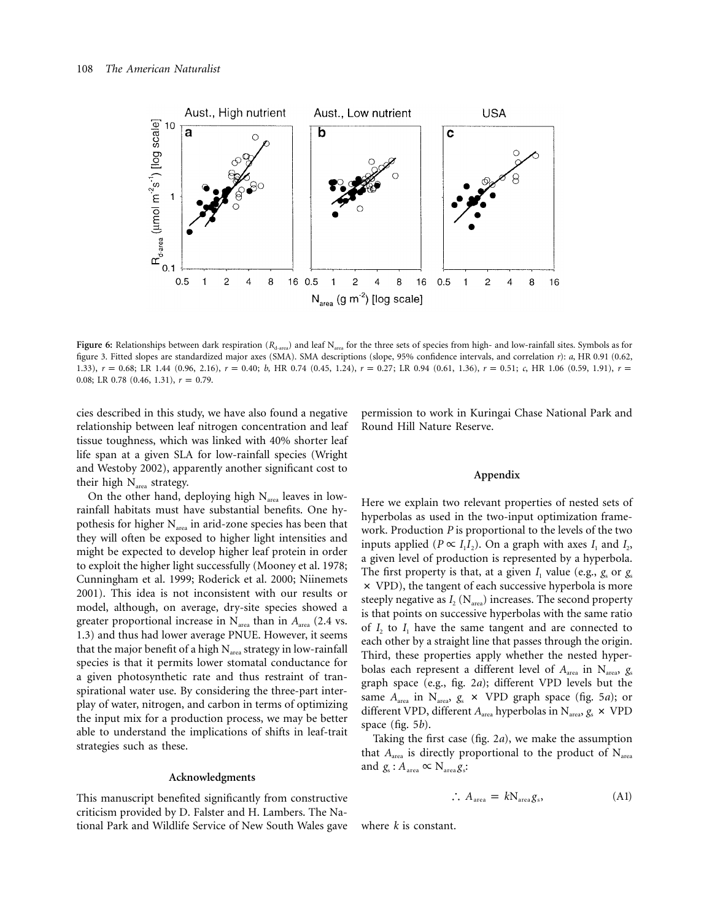Aust., High nutrient

Aust., Low nutrient

USA

$R_{d\text{-area}}$ ($\mu$mol m$^{-2}$s$^{-1}$) [log scale]

10

1

0.1

a

b

c

0.5 1 2 4 8 16 0.5 1 2 4 8 16 0.5 1 2 4 8 16

$N_{area}$ (g m$^{-2}$) [log scale]

**Figure 6:** Relationships between dark respiration ($R_{d\text{-area}}$) and leaf $N_{area}$ for the three sets of species from high- and low-rainfall sites. Symbols as for figure 3. Fitted slopes are standardized major axes (SMA). SMA descriptions (slope, 95% confidence intervals, and correlation $r$): *a*, HR 0.91 (0.62, 1.33), $r = 0.68$; LR 1.44 (0.96, 2.16), $r = 0.40$; *b*, HR 0.74 (0.45, 1.24), $r = 0.27$; LR 0.94 (0.61, 1.36), $r = 0.51$; *c*, HR 1.06 (0.59, 1.91), $r = 0.08$; LR 0.78 (0.46, 1.31), $r = 0.79$.

cies described in this study, we have also found a negative relationship between leaf nitrogen concentration and leaf tissue toughness, which was linked with 40% shorter leaf life span at a given SLA for low-rainfall species (Wright and Westoby 2002), apparently another significant cost to their high $N_{area}$ strategy.

On the other hand, deploying high $N_{area}$ leaves in low-rainfall habitats must have substantial benefits. One hypothesis for higher $N_{area}$ in arid-zone species has been that they will often be exposed to higher light intensities and might be expected to develop higher leaf protein in order to exploit the higher light successfully (Mooney et al. 1978; Cunningham et al. 1999; Roderick et al. 2000; Niinemets 2001). This idea is not inconsistent with our results or model, although, on average, dry-site species showed a greater proportional increase in $N_{area}$ than in $A_{area}$ (2.4 vs. 1.3) and thus had lower average PNUE. However, it seems that the major benefit of a high $N_{area}$ strategy in low-rainfall species is that it permits lower stomatal conductance for a given photosynthetic rate and thus restraint of transpirational water use. By considering the three-part interplay of water, nitrogen, and carbon in terms of optimizing the input mix for a production process, we may be better able to understand the implications of shifts in leaf-trait strategies such as these.

### Acknowledgments

This manuscript benefited significantly from constructive criticism provided by D. Falster and H. Lambers. The National Park and Wildlife Service of New South Wales gave permission to work in Kuringai Chase National Park and Round Hill Nature Reserve.

### Appendix

Here we explain two relevant properties of nested sets of hyperbolas as used in the two-input optimization framework. Production $P$ is proportional to the levels of the two inputs applied ($P \propto I_1 I_2$). On a graph with axes $I_1$ and $I_2$, a given level of production is represented by a hyperbola. The first property is that, at a given $I_1$ value (e.g., $g_s$ or $g_s \times$ VPD), the tangent of each successive hyperbola is more steeply negative as $I_2$ ($N_{area}$) increases. The second property is that points on successive hyperbolas with the same ratio of $I_2$ to $I_1$ have the same tangent and are connected to each other by a straight line that passes through the origin. Third, these properties apply whether the nested hyperbolas each represent a different level of $A_{area}$ in $N_{area}$, $g_s$ graph space (e.g., fig. 2*a*); different VPD levels but the same $A_{area}$ in $N_{area}$, $g_s \times$ VPD graph space (fig. 5*a*); or different VPD, different $A_{area}$ hyperbolas in $N_{area}$, $g_s \times$ VPD space (fig. 5*b*).

Taking the first case (fig. 2*a*), we make the assumption that $A_{area}$ is directly proportional to the product of $N_{area}$ and $g_s$ : $A_{area} \propto N_{area} g_s$:

$$\therefore A_{area} = k N_{area} g_s, \tag{A1}$$

where $k$ is constant.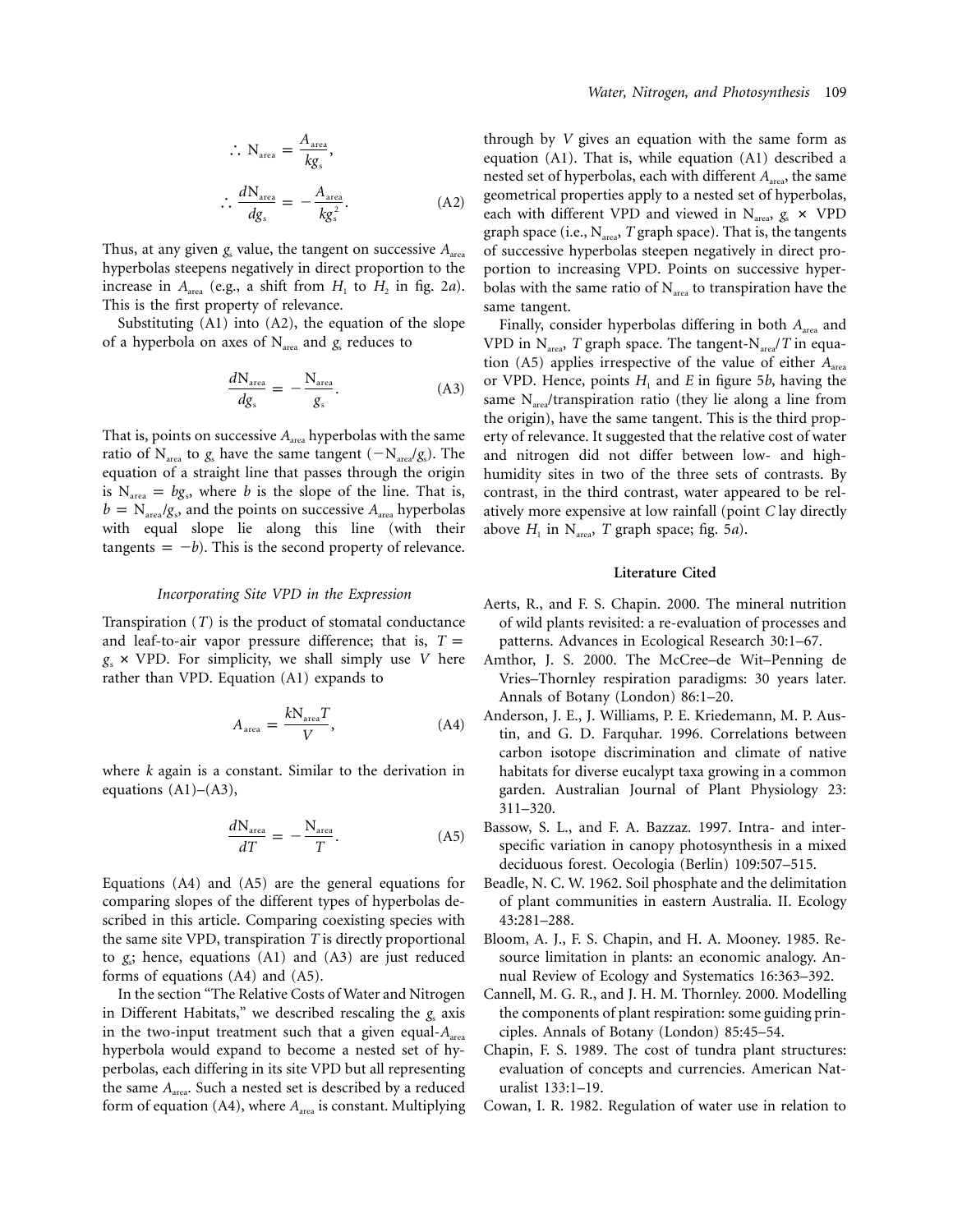$$\therefore\ N_{area} = \frac{A_{area}}{kg_s},$$

$$\therefore\ \frac{dN_{area}}{dg_s} = -\frac{A_{area}}{kg_s^2}. \tag{A2}$$

Thus, at any given $g_s$ value, the tangent on successive $A_{area}$ hyperbolas steepens negatively in direct proportion to the increase in $A_{area}$ (e.g., a shift from $H_1$ to $H_2$ in fig. 2*a*). This is the first property of relevance.

Substituting (A1) into (A2), the equation of the slope of a hyperbola on axes of $N_{area}$ and $g_s$ reduces to

$$\frac{dN_{area}}{dg_s} = -\frac{N_{area}}{g_s}. \tag{A3}$$

That is, points on successive $A_{area}$ hyperbolas with the same ratio of $N_{area}$ to $g_s$ have the same tangent ($-N_{area}/g_s$). The equation of a straight line that passes through the origin is $N_{area} = bg_s$, where $b$ is the slope of the line. That is, $b = N_{area}/g_s$, and the points on successive $A_{area}$ hyperbolas with equal slope lie along this line (with their tangents $= -b$). This is the second property of relevance.

### *Incorporating Site VPD in the Expression*

Transpiration ($T$) is the product of stomatal conductance and leaf-to-air vapor pressure difference; that is, $T = g_s \times \text{VPD}$. For simplicity, we shall simply use $V$ here rather than VPD. Equation (A1) expands to

$$A_{area} = \frac{kN_{area}T}{V}, \tag{A4}$$

where $k$ again is a constant. Similar to the derivation in equations (A1)–(A3),

$$\frac{dN_{area}}{dT} = -\frac{N_{area}}{T}. \tag{A5}$$

Equations (A4) and (A5) are the general equations for comparing slopes of the different types of hyperbolas described in this article. Comparing coexisting species with the same site VPD, transpiration $T$ is directly proportional to $g_s$; hence, equations (A1) and (A3) are just reduced forms of equations (A4) and (A5).

In the section "The Relative Costs of Water and Nitrogen in Different Habitats," we described rescaling the $g_s$ axis in the two-input treatment such that a given equal-$A_{area}$ hyperbola would expand to become a nested set of hyperbolas, each differing in its site VPD but all representing the same $A_{area}$. Such a nested set is described by a reduced form of equation (A4), where $A_{area}$ is constant. Multiplying through by $V$ gives an equation with the same form as equation (A1). That is, while equation (A1) described a nested set of hyperbolas, each with different $A_{area}$, the same geometrical properties apply to a nested set of hyperbolas, each with different VPD and viewed in $N_{area}$, $g_s \times$ VPD graph space (i.e., $N_{area}$, $T$ graph space). That is, the tangents of successive hyperbolas steepen negatively in direct proportion to increasing VPD. Points on successive hyperbolas with the same ratio of $N_{area}$ to transpiration have the same tangent.

Finally, consider hyperbolas differing in both $A_{area}$ and VPD in $N_{area}$, $T$ graph space. The tangent-$N_{area}/T$ in equation (A5) applies irrespective of the value of either $A_{area}$ or VPD. Hence, points $H_1$ and $E$ in figure 5*b*, having the same $N_{area}$/transpiration ratio (they lie along a line from the origin), have the same tangent. This is the third property of relevance. It suggested that the relative cost of water and nitrogen did not differ between low- and high-humidity sites in two of the three sets of contrasts. By contrast, in the third contrast, water appeared to be relatively more expensive at low rainfall (point $C$ lay directly above $H_1$ in $N_{area}$, $T$ graph space; fig. 5*a*).

## Literature Cited

Aerts, R., and F. S. Chapin. 2000. The mineral nutrition of wild plants revisited: a re-evaluation of processes and patterns. Advances in Ecological Research 30:1–67.

Amthor, J. S. 2000. The McCree–de Wit–Penning de Vries–Thornley respiration paradigms: 30 years later. Annals of Botany (London) 86:1–20.

Anderson, J. E., J. Williams, P. E. Kriedemann, M. P. Austin, and G. D. Farquhar. 1996. Correlations between carbon isotope discrimination and climate of native habitats for diverse eucalypt taxa growing in a common garden. Australian Journal of Plant Physiology 23: 311–320.

Bassow, S. L., and F. A. Bazzaz. 1997. Intra- and interspecific variation in canopy photosynthesis in a mixed deciduous forest. Oecologia (Berlin) 109:507–515.

Beadle, N. C. W. 1962. Soil phosphate and the delimitation of plant communities in eastern Australia. II. Ecology 43:281–288.

Bloom, A. J., F. S. Chapin, and H. A. Mooney. 1985. Resource limitation in plants: an economic analogy. Annual Review of Ecology and Systematics 16:363–392.

Cannell, M. G. R., and J. H. M. Thornley. 2000. Modelling the components of plant respiration: some guiding principles. Annals of Botany (London) 85:45–54.

Chapin, F. S. 1989. The cost of tundra plant structures: evaluation of concepts and currencies. American Naturalist 133:1–19.

Cowan, I. R. 1982. Regulation of water use in relation to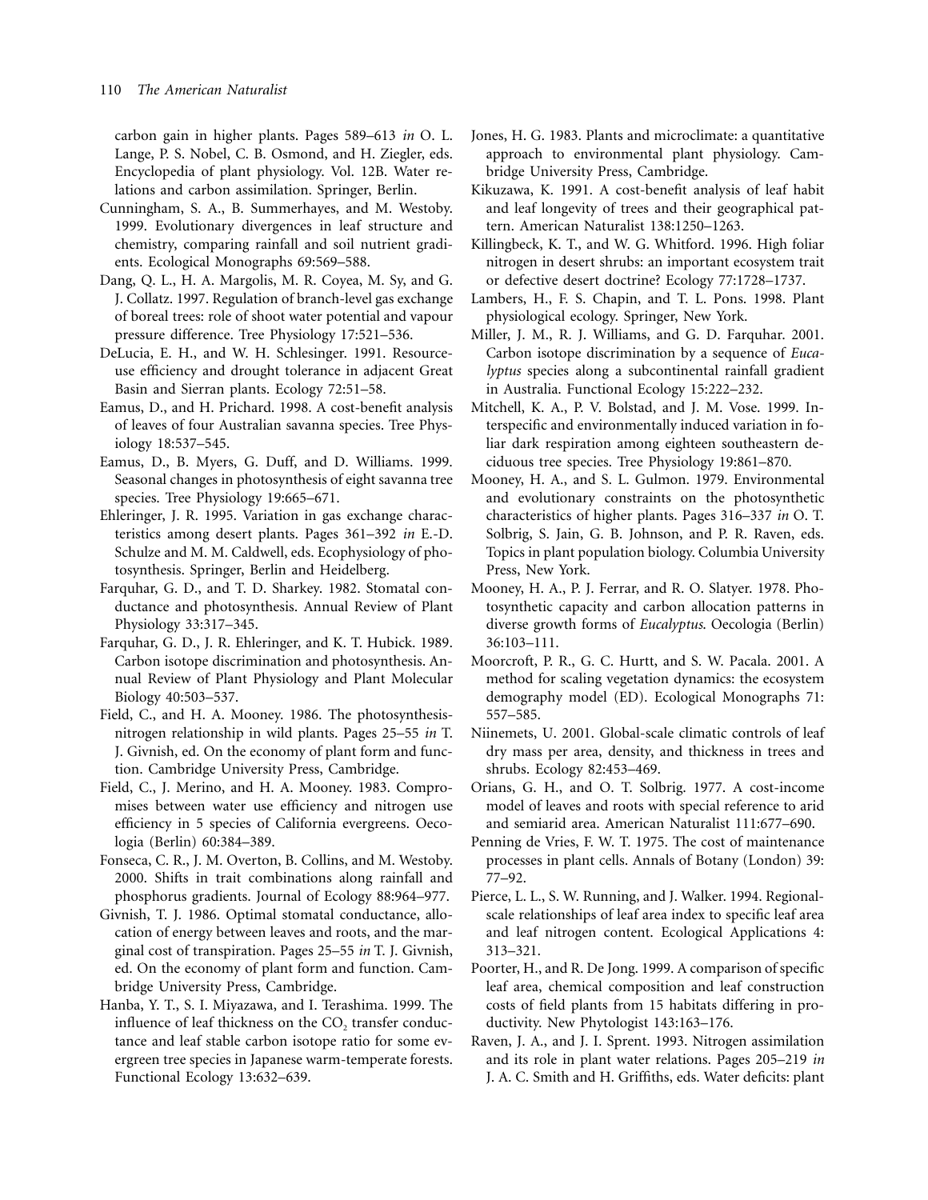carbon gain in higher plants. Pages 589–613 *in* O. L. Lange, P. S. Nobel, C. B. Osmond, and H. Ziegler, eds. Encyclopedia of plant physiology. Vol. 12B. Water relations and carbon assimilation. Springer, Berlin.

Cunningham, S. A., B. Summerhayes, and M. Westoby. 1999. Evolutionary divergences in leaf structure and chemistry, comparing rainfall and soil nutrient gradients. Ecological Monographs 69:569–588.

Dang, Q. L., H. A. Margolis, M. R. Coyea, M. Sy, and G. J. Collatz. 1997. Regulation of branch-level gas exchange of boreal trees: role of shoot water potential and vapour pressure difference. Tree Physiology 17:521–536.

DeLucia, E. H., and W. H. Schlesinger. 1991. Resource-use efficiency and drought tolerance in adjacent Great Basin and Sierran plants. Ecology 72:51–58.

Eamus, D., and H. Prichard. 1998. A cost-benefit analysis of leaves of four Australian savanna species. Tree Physiology 18:537–545.

Eamus, D., B. Myers, G. Duff, and D. Williams. 1999. Seasonal changes in photosynthesis of eight savanna tree species. Tree Physiology 19:665–671.

Ehleringer, J. R. 1995. Variation in gas exchange characteristics among desert plants. Pages 361–392 *in* E.-D. Schulze and M. M. Caldwell, eds. Ecophysiology of photosynthesis. Springer, Berlin and Heidelberg.

Farquhar, G. D., and T. D. Sharkey. 1982. Stomatal conductance and photosynthesis. Annual Review of Plant Physiology 33:317–345.

Farquhar, G. D., J. R. Ehleringer, and K. T. Hubick. 1989. Carbon isotope discrimination and photosynthesis. Annual Review of Plant Physiology and Plant Molecular Biology 40:503–537.

Field, C., and H. A. Mooney. 1986. The photosynthesis-nitrogen relationship in wild plants. Pages 25–55 *in* T. J. Givnish, ed. On the economy of plant form and function. Cambridge University Press, Cambridge.

Field, C., J. Merino, and H. A. Mooney. 1983. Compromises between water use efficiency and nitrogen use efficiency in 5 species of California evergreens. Oecologia (Berlin) 60:384–389.

Fonseca, C. R., J. M. Overton, B. Collins, and M. Westoby. 2000. Shifts in trait combinations along rainfall and phosphorus gradients. Journal of Ecology 88:964–977.

Givnish, T. J. 1986. Optimal stomatal conductance, allocation of energy between leaves and roots, and the marginal cost of transpiration. Pages 25–55 *in* T. J. Givnish, ed. On the economy of plant form and function. Cambridge University Press, Cambridge.

Hanba, Y. T., S. I. Miyazawa, and I. Terashima. 1999. The influence of leaf thickness on the $CO_2$ transfer conductance and leaf stable carbon isotope ratio for some evergreen tree species in Japanese warm-temperate forests. Functional Ecology 13:632–639.

Jones, H. G. 1983. Plants and microclimate: a quantitative approach to environmental plant physiology. Cambridge University Press, Cambridge.

Kikuzawa, K. 1991. A cost-benefit analysis of leaf habit and leaf longevity of trees and their geographical pattern. American Naturalist 138:1250–1263.

Killingbeck, K. T., and W. G. Whitford. 1996. High foliar nitrogen in desert shrubs: an important ecosystem trait or defective desert doctrine? Ecology 77:1728–1737.

Lambers, H., F. S. Chapin, and T. L. Pons. 1998. Plant physiological ecology. Springer, New York.

Miller, J. M., R. J. Williams, and G. D. Farquhar. 2001. Carbon isotope discrimination by a sequence of *Eucalyptus* species along a subcontinental rainfall gradient in Australia. Functional Ecology 15:222–232.

Mitchell, K. A., P. V. Bolstad, and J. M. Vose. 1999. Interspecific and environmentally induced variation in foliar dark respiration among eighteen southeastern deciduous tree species. Tree Physiology 19:861–870.

Mooney, H. A., and S. L. Gulmon. 1979. Environmental and evolutionary constraints on the photosynthetic characteristics of higher plants. Pages 316–337 *in* O. T. Solbrig, S. Jain, G. B. Johnson, and P. R. Raven, eds. Topics in plant population biology. Columbia University Press, New York.

Mooney, H. A., P. J. Ferrar, and R. O. Slatyer. 1978. Photosynthetic capacity and carbon allocation patterns in diverse growth forms of *Eucalyptus*. Oecologia (Berlin) 36:103–111.

Moorcroft, P. R., G. C. Hurtt, and S. W. Pacala. 2001. A method for scaling vegetation dynamics: the ecosystem demography model (ED). Ecological Monographs 71: 557–585.

Niinemets, U. 2001. Global-scale climatic controls of leaf dry mass per area, density, and thickness in trees and shrubs. Ecology 82:453–469.

Orians, G. H., and O. T. Solbrig. 1977. A cost-income model of leaves and roots with special reference to arid and semiarid area. American Naturalist 111:677–690.

Penning de Vries, F. W. T. 1975. The cost of maintenance processes in plant cells. Annals of Botany (London) 39: 77–92.

Pierce, L. L., S. W. Running, and J. Walker. 1994. Regional-scale relationships of leaf area index to specific leaf area and leaf nitrogen content. Ecological Applications 4: 313–321.

Poorter, H., and R. De Jong. 1999. A comparison of specific leaf area, chemical composition and leaf construction costs of field plants from 15 habitats differing in productivity. New Phytologist 143:163–176.

Raven, J. A., and J. I. Sprent. 1993. Nitrogen assimilation and its role in plant water relations. Pages 205–219 *in* J. A. C. Smith and H. Griffiths, eds. Water deficits: plant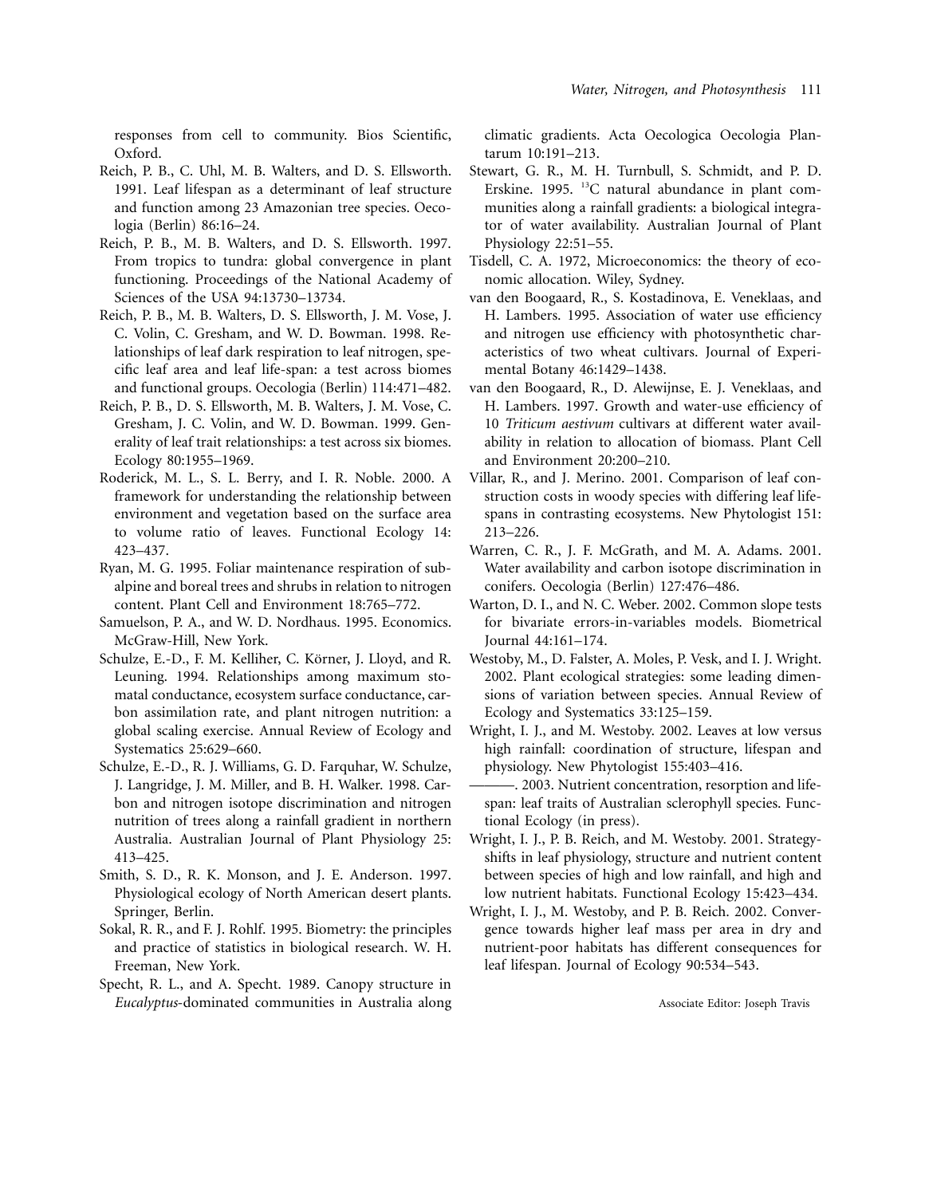responses from cell to community. Bios Scientific, Oxford.

Reich, P. B., C. Uhl, M. B. Walters, and D. S. Ellsworth. 1991. Leaf lifespan as a determinant of leaf structure and function among 23 Amazonian tree species. Oecologia (Berlin) 86:16–24.

Reich, P. B., M. B. Walters, and D. S. Ellsworth. 1997. From tropics to tundra: global convergence in plant functioning. Proceedings of the National Academy of Sciences of the USA 94:13730–13734.

Reich, P. B., M. B. Walters, D. S. Ellsworth, J. M. Vose, J. C. Volin, C. Gresham, and W. D. Bowman. 1998. Relationships of leaf dark respiration to leaf nitrogen, specific leaf area and leaf life-span: a test across biomes and functional groups. Oecologia (Berlin) 114:471–482.

Reich, P. B., D. S. Ellsworth, M. B. Walters, J. M. Vose, C. Gresham, J. C. Volin, and W. D. Bowman. 1999. Generality of leaf trait relationships: a test across six biomes. Ecology 80:1955–1969.

Roderick, M. L., S. L. Berry, and I. R. Noble. 2000. A framework for understanding the relationship between environment and vegetation based on the surface area to volume ratio of leaves. Functional Ecology 14: 423–437.

Ryan, M. G. 1995. Foliar maintenance respiration of subalpine and boreal trees and shrubs in relation to nitrogen content. Plant Cell and Environment 18:765–772.

Samuelson, P. A., and W. D. Nordhaus. 1995. Economics. McGraw-Hill, New York.

Schulze, E.-D., F. M. Kelliher, C. Körner, J. Lloyd, and R. Leuning. 1994. Relationships among maximum stomatal conductance, ecosystem surface conductance, carbon assimilation rate, and plant nitrogen nutrition: a global scaling exercise. Annual Review of Ecology and Systematics 25:629–660.

Schulze, E.-D., R. J. Williams, G. D. Farquhar, W. Schulze, J. Langridge, J. M. Miller, and B. H. Walker. 1998. Carbon and nitrogen isotope discrimination and nitrogen nutrition of trees along a rainfall gradient in northern Australia. Australian Journal of Plant Physiology 25: 413–425.

Smith, S. D., R. K. Monson, and J. E. Anderson. 1997. Physiological ecology of North American desert plants. Springer, Berlin.

Sokal, R. R., and F. J. Rohlf. 1995. Biometry: the principles and practice of statistics in biological research. W. H. Freeman, New York.

Specht, R. L., and A. Specht. 1989. Canopy structure in *Eucalyptus*-dominated communities in Australia along climatic gradients. Acta Oecologica Oecologia Plantarum 10:191–213.

Stewart, G. R., M. H. Turnbull, S. Schmidt, and P. D. Erskine. 1995. $^{13}C$ natural abundance in plant communities along a rainfall gradient: a biological integrator of water availability. Australian Journal of Plant Physiology 22:51–55.

Tisdell, C. A. 1972, Microeconomics: the theory of economic allocation. Wiley, Sydney.

van den Boogaard, R., S. Kostadinova, E. Veneklaas, and H. Lambers. 1995. Association of water use efficiency and nitrogen use efficiency with photosynthetic characteristics of two wheat cultivars. Journal of Experimental Botany 46:1429–1438.

van den Boogaard, R., D. Alewijnse, E. J. Veneklaas, and H. Lambers. 1997. Growth and water-use efficiency of 10 *Triticum aestivum* cultivars at different water availability in relation to allocation of biomass. Plant Cell and Environment 20:200–210.

Villar, R., and J. Merino. 2001. Comparison of leaf construction costs in woody species with differing leaf lifespans in contrasting ecosystems. New Phytologist 151: 213–226.

Warren, C. R., J. F. McGrath, and M. A. Adams. 2001. Water availability and carbon isotope discrimination in conifers. Oecologia (Berlin) 127:476–486.

Warton, D. I., and N. C. Weber. 2002. Common slope tests for bivariate errors-in-variables models. Biometrical Journal 44:161–174.

Westoby, M., D. Falster, A. Moles, P. Vesk, and I. J. Wright. 2002. Plant ecological strategies: some leading dimensions of variation between species. Annual Review of Ecology and Systematics 33:125–159.

Wright, I. J., and M. Westoby. 2002. Leaves at low versus high rainfall: coordination of structure, lifespan and physiology. New Phytologist 155:403–416.

———. 2003. Nutrient concentration, resorption and lifespan: leaf traits of Australian sclerophyll species. Functional Ecology (in press).

Wright, I. J., P. B. Reich, and M. Westoby. 2001. Strategy-shifts in leaf physiology, structure and nutrient content between species of high and low rainfall, and high and low nutrient habitats. Functional Ecology 15:423–434.

Wright, I. J., M. Westoby, and P. B. Reich. 2002. Convergence towards higher leaf mass per area in dry and nutrient-poor habitats has different consequences for leaf lifespan. Journal of Ecology 90:534–543.

Associate Editor: Joseph Travis